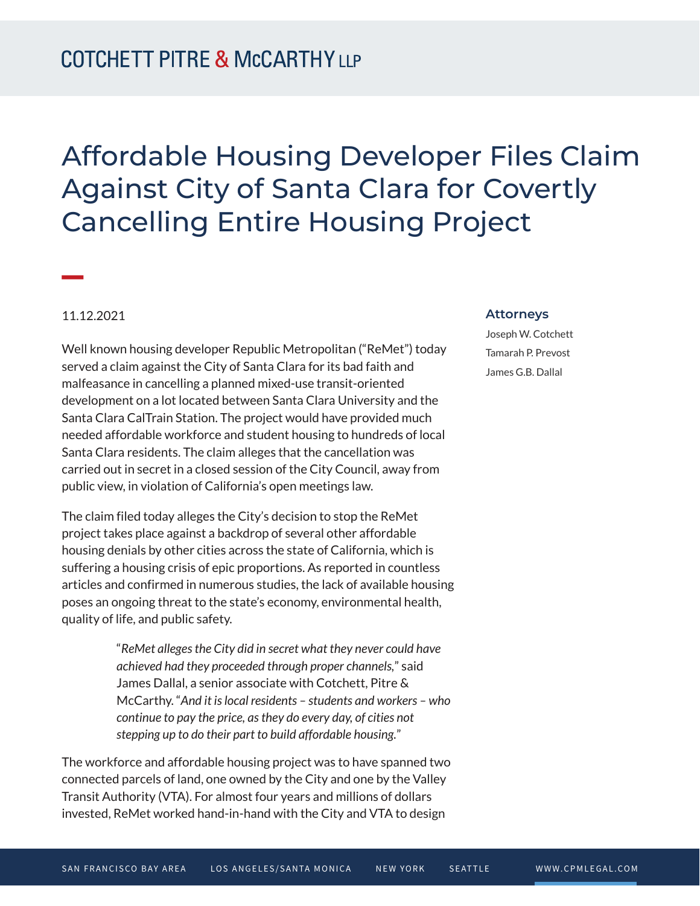# Affordable Housing Developer Files Claim Against City of Santa Clara for Covertly Cancelling Entire Housing Project

11.12.2021

**Attorneys**

Joseph W. Cotchett
Tamarah P. Prevost
James G.B. Dallal

Well known housing developer Republic Metropolitan ("ReMet") today served a claim against the City of Santa Clara for its bad faith and malfeasance in cancelling a planned mixed-use transit-oriented development on a lot located between Santa Clara University and the Santa Clara CalTrain Station. The project would have provided much needed affordable workforce and student housing to hundreds of local Santa Clara residents. The claim alleges that the cancellation was carried out in secret in a closed session of the City Council, away from public view, in violation of California's open meetings law.

The claim filed today alleges the City's decision to stop the ReMet project takes place against a backdrop of several other affordable housing denials by other cities across the state of California, which is suffering a housing crisis of epic proportions. As reported in countless articles and confirmed in numerous studies, the lack of available housing poses an ongoing threat to the state's economy, environmental health, quality of life, and public safety.

> "*ReMet alleges the City did in secret what they never could have achieved had they proceeded through proper channels,*" said James Dallal, a senior associate with Cotchett, Pitre & McCarthy. "*And it is local residents – students and workers – who continue to pay the price, as they do every day, of cities not stepping up to do their part to build affordable housing.*"

The workforce and affordable housing project was to have spanned two connected parcels of land, one owned by the City and one by the Valley Transit Authority (VTA). For almost four years and millions of dollars invested, ReMet worked hand-in-hand with the City and VTA to design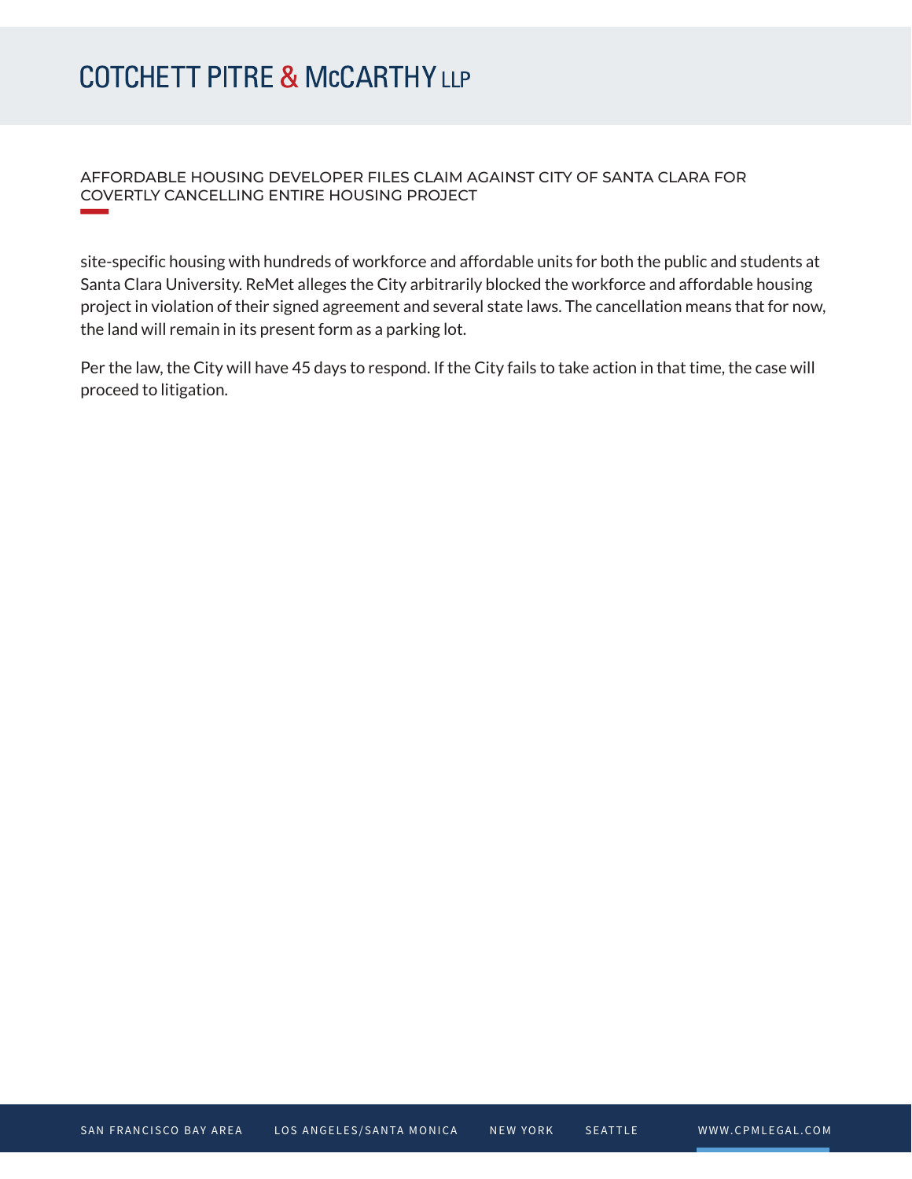site-specific housing with hundreds of workforce and affordable units for both the public and students at Santa Clara University. ReMet alleges the City arbitrarily blocked the workforce and affordable housing project in violation of their signed agreement and several state laws. The cancellation means that for now, the land will remain in its present form as a parking lot.

Per the law, the City will have 45 days to respond. If the City fails to take action in that time, the case will proceed to litigation.